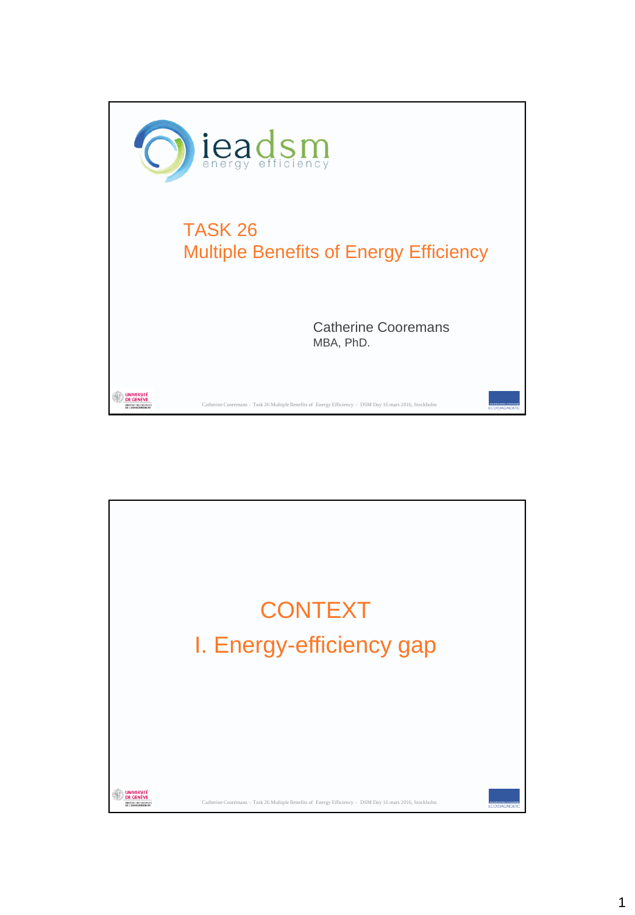ieadsm
energy efficiency

# TASK 26
# Multiple Benefits of Energy Efficiency

Catherine Cooremans
MBA, PhD.

# CONTEXT
## I. Energy-efficiency gap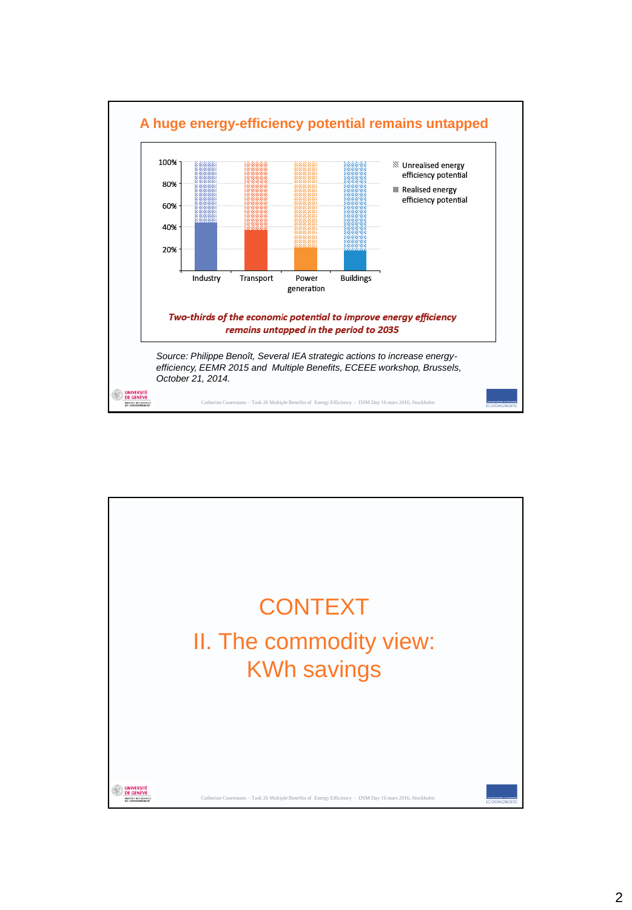## A huge energy-efficiency potential remains untapped

100%
80%
60%
40%
20%

Industry | Transport | Power generation | Buildings

Unrealised energy efficiency potential

Realised energy efficiency potential

***Two-thirds of the economic potential to improve energy efficiency remains untapped in the period to 2035***

*Source: Philippe Benoît, Several IEA strategic actions to increase energy-efficiency, EEMR 2015 and Multiple Benefits, ECEEE workshop, Brussels, October 21, 2014.*

Catherine Cooremans – Task 26 Multiple Benefits of Energy Efficiency – DSM Day 16 mars 2016, Stockholm

---

# CONTEXT

# II. The commodity view: KWh savings

Catherine Cooremans – Task 26 Multiple Benefits of Energy Efficiency – DSM Day 16 mars 2016, Stockholm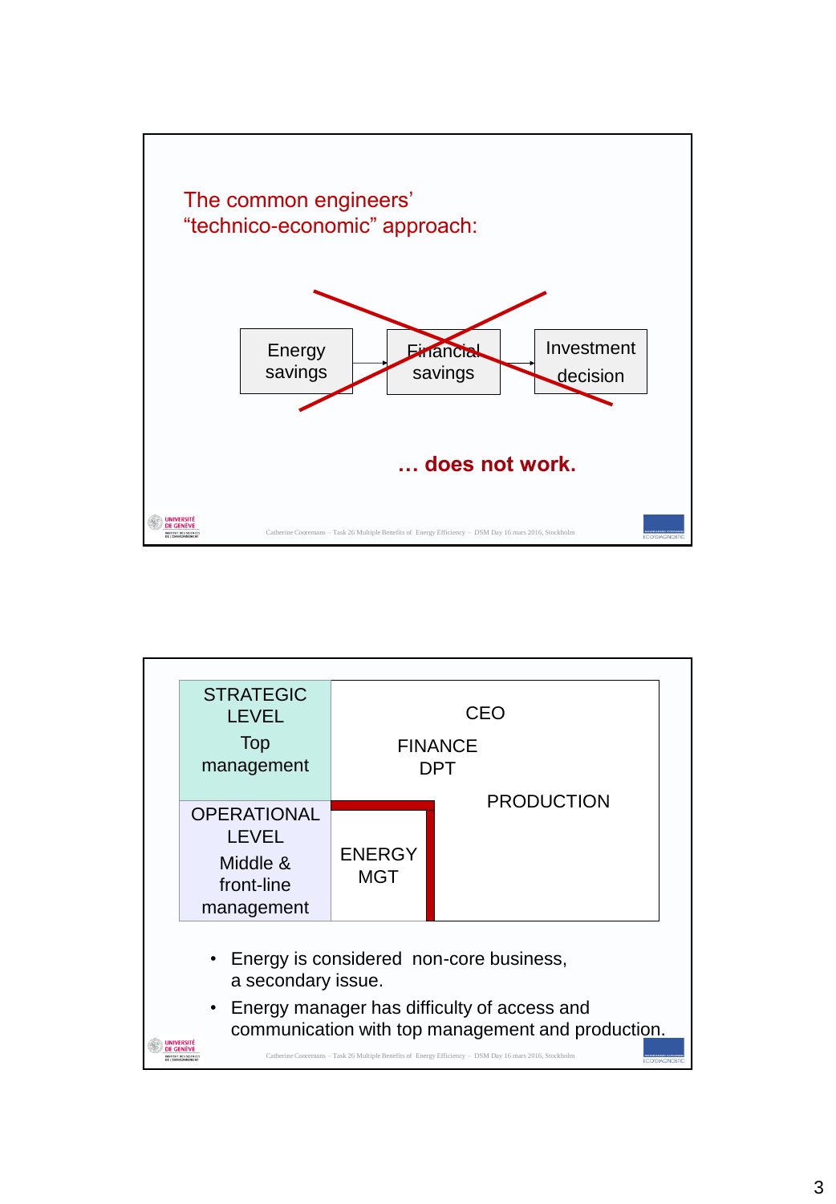The common engineers' "technico-economic" approach:

Energy savings → Financial savings → Investment decision

**… does not work.**

| STRATEGIC LEVEL Top management | CEO FINANCE DPT PRODUCTION |
|---|---|
| OPERATIONAL LEVEL Middle & front-line management | ENERGY MGT |

- Energy is considered non-core business, a secondary issue.
- Energy manager has difficulty of access and communication with top management and production.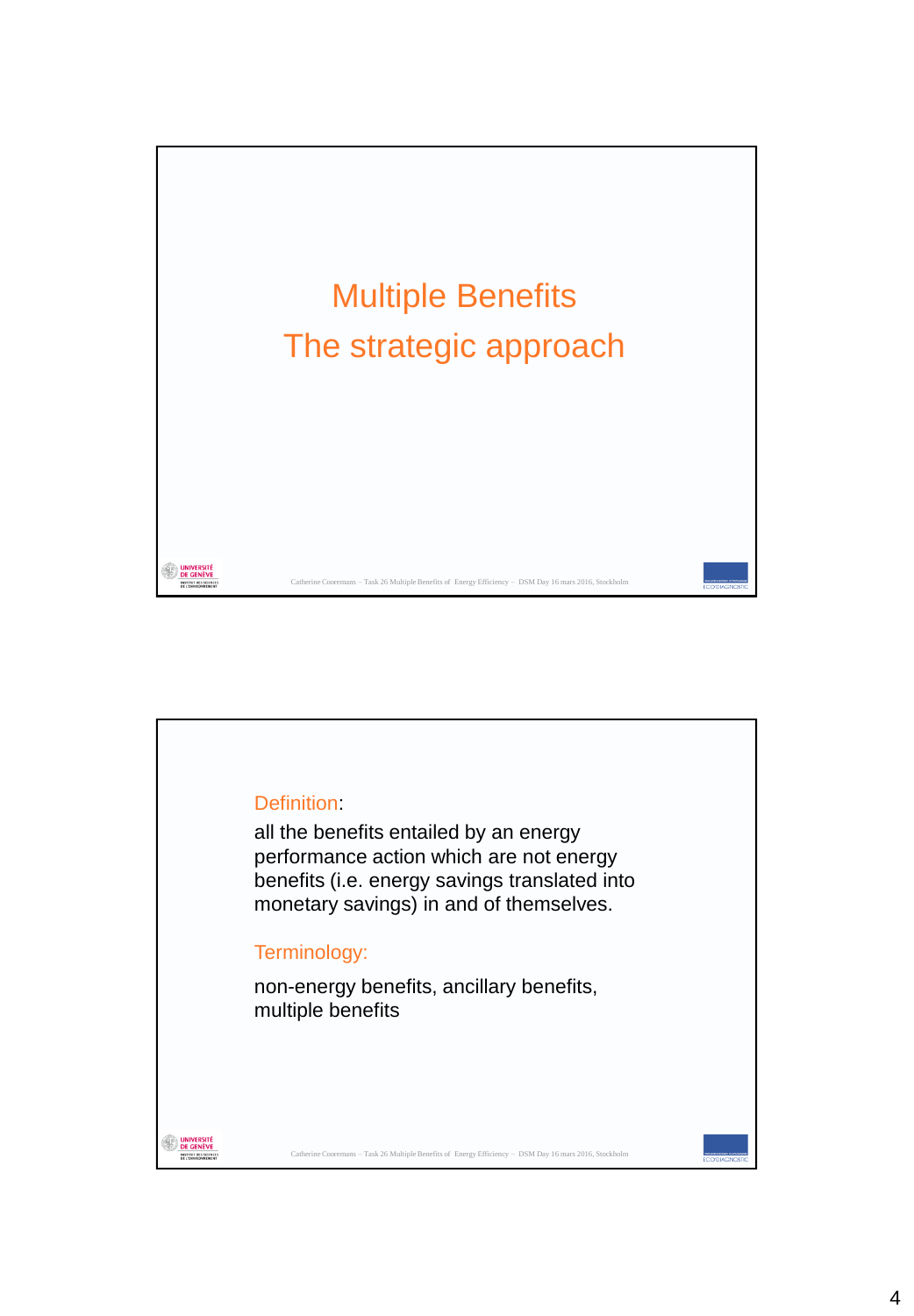# Multiple Benefits

## The strategic approach

Definition:

all the benefits entailed by an energy performance action which are not energy benefits (i.e. energy savings translated into monetary savings) in and of themselves.

Terminology:

non-energy benefits, ancillary benefits, multiple benefits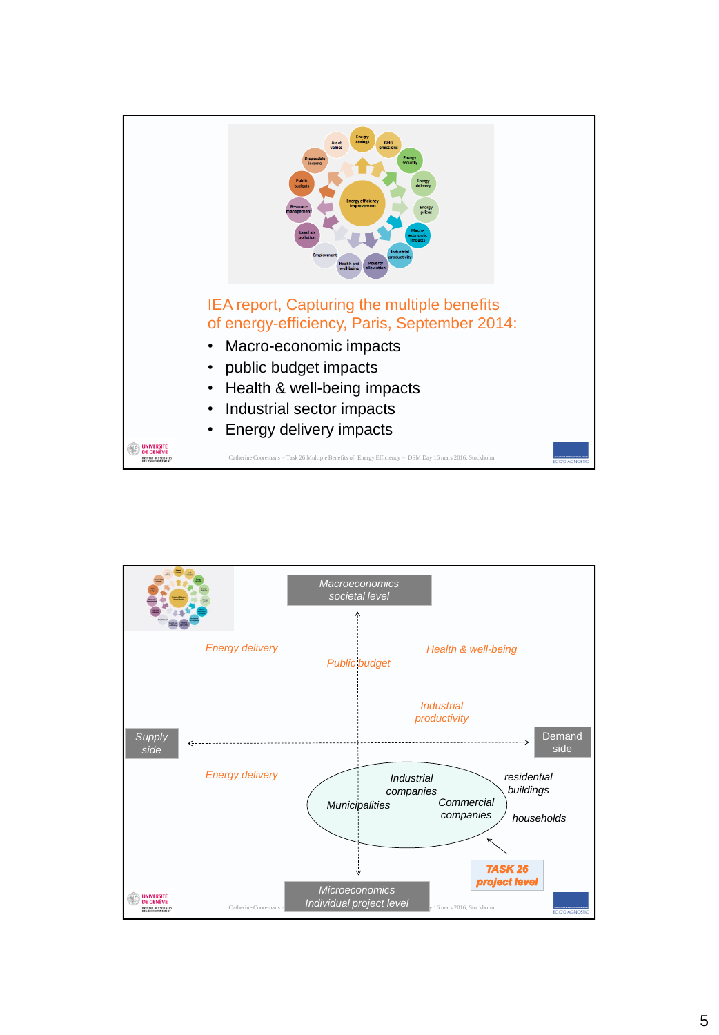IEA report, Capturing the multiple benefits of energy-efficiency, Paris, September 2014:

- Macro-economic impacts
- public budget impacts
- Health & well-being impacts
- Industrial sector impacts
- Energy delivery impacts

Macroeconomics societal level

Energy delivery

Health & well-being

Public budget

Industrial productivity

Supply side

Demand side

Energy delivery

Industrial companies

Municipalities

Commercial companies

residential buildings

households

TASK 26 project level

Microeconomics Individual project level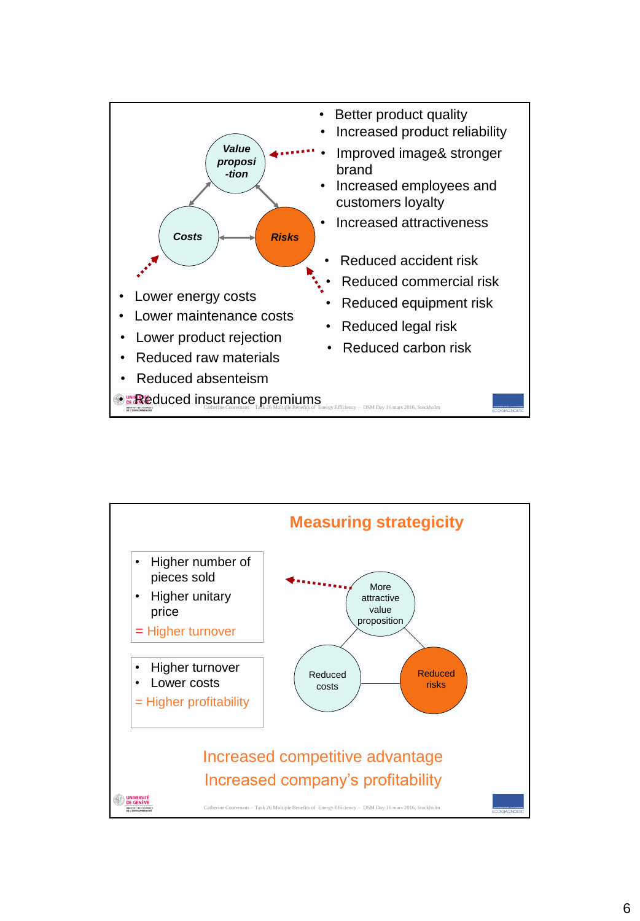*Value proposi-tion*

*Costs*

*Risks*

- Better product quality
- Increased product reliability
- Improved image& stronger brand
- Increased employees and customers loyalty
- Increased attractiveness

- Reduced accident risk
- Reduced commercial risk
- Reduced equipment risk
- Reduced legal risk
- Reduced carbon risk

- Lower energy costs
- Lower maintenance costs
- Lower product rejection
- Reduced raw materials
- Reduced absenteism
- Reduced insurance premiums

## Measuring strategicity

- Higher number of pieces sold
- Higher unitary price

= Higher turnover

- Higher turnover
- Lower costs

= Higher profitability

More attractive value proposition

Reduced costs

Reduced risks

Increased competitive advantage

Increased company's profitability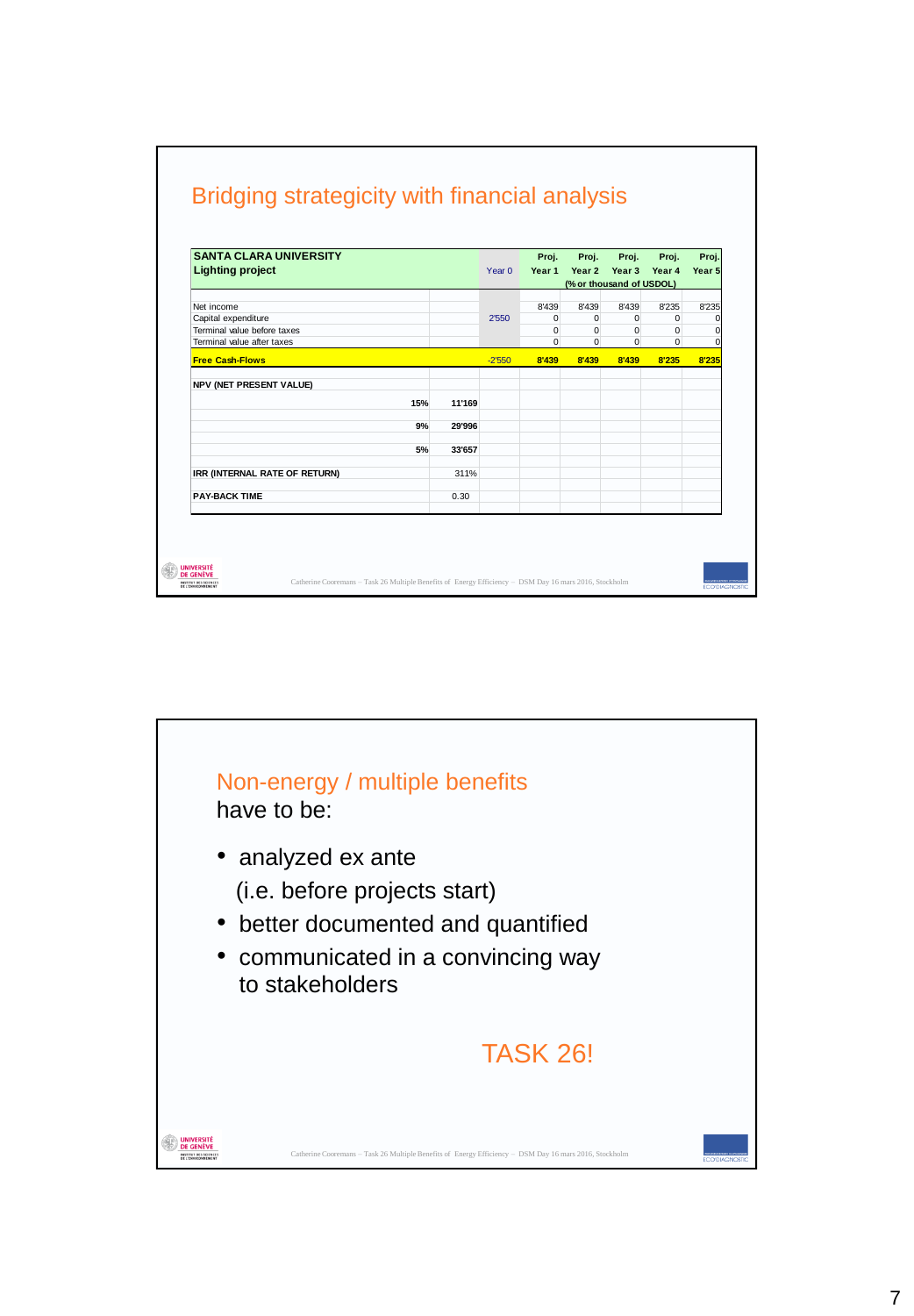## Bridging strategicity with financial analysis

| SANTA CLARA UNIVERSITY Lighting project | | | Year 0 | Proj. Year 1 | Proj. Year 2 | Proj. Year 3 | Proj. Year 4 | Proj. Year 5 |
|---|---|---|---|---|---|---|---|---|
| | | | | | (% or thousand of USDOL) | | | |
| Net income | | | | 8'439 | 8'439 | 8'439 | 8'235 | 8'235 |
| Capital expenditure | | | 2'550 | 0 | 0 | 0 | 0 | 0 |
| Terminal value before taxes | | | | 0 | 0 | 0 | 0 | 0 |
| Terminal value after taxes | | | | 0 | 0 | 0 | 0 | 0 |
| **Free Cash-Flows** | | | -2'550 | **8'439** | **8'439** | **8'439** | **8'235** | **8'235** |
| **NPV (NET PRESENT VALUE)** | | | | | | | | |
| | **15%** | **11'169** | | | | | | |
| | **9%** | **29'996** | | | | | | |
| | **5%** | **33'657** | | | | | | |
| **IRR (INTERNAL RATE OF RETURN)** | | 311% | | | | | | |
| **PAY-BACK TIME** | | 0.30 | | | | | | |

Catherine Cooremans – Task 26 Multiple Benefits of Energy Efficiency – DSM Day 16 mars 2016, Stockholm

## Non-energy / multiple benefits

have to be:

- analyzed ex ante  
  (i.e. before projects start)
- better documented and quantified
- communicated in a convincing way to stakeholders

TASK 26!

Catherine Cooremans – Task 26 Multiple Benefits of Energy Efficiency – DSM Day 16 mars 2016, Stockholm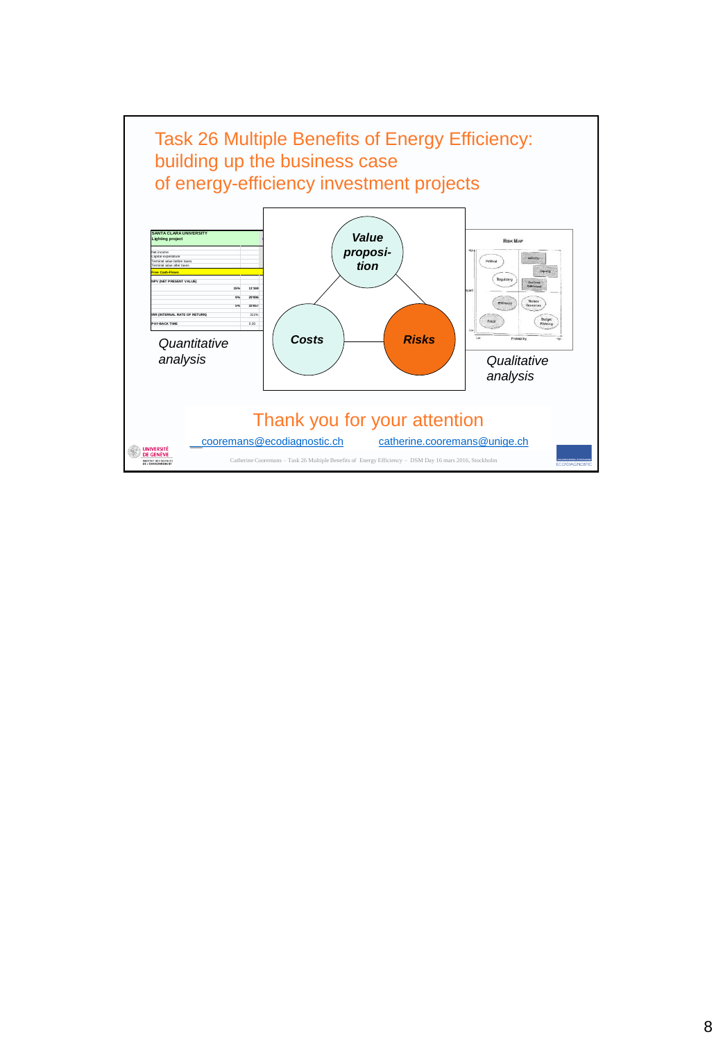# Task 26 Multiple Benefits of Energy Efficiency: building up the business case of energy-efficiency investment projects

SANTA CLARA UNIVERSITY
Lighting project

Net income
Capital expenditure
Terminal value before taxes
Terminal value after taxes
Free Cash-Flows
NPV (NET PRESENT VALUE)
15% 11'369
5% 29'896
5% 33'657
IRR (INTERNAL RATE OF RETURN) 311%
PAY-BACK TIME 0.33

*Quantitative analysis*

***Value proposi-tion***

***Costs***

***Risks***

Risk Map
High
Impact
Low
Political
Regulatory
Fiscal
Authority
Capacity
Conflicting Stakeholders
Visibility
Human Resources
Budget Financing
Low Probability High

*Qualitative analysis*

## Thank you for your attention

cooremans@ecodiagnostic.ch    catherine.cooremans@unige.ch

Catherine Cooremans – Task 26 Multiple Benefits of Energy Efficiency – DSM Day 16 mars 2016, Stockholm